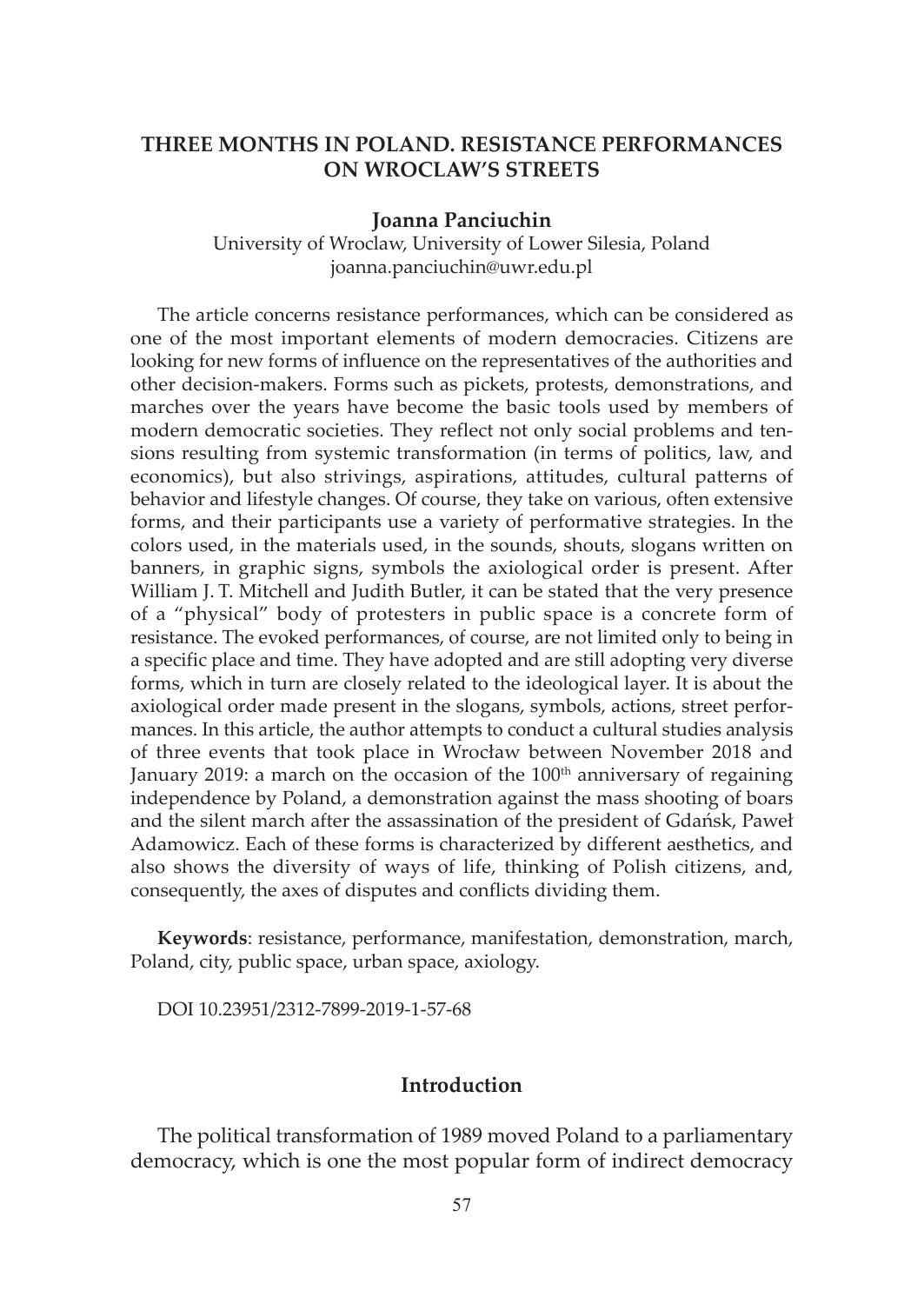# THREE MONTHS IN POLAND. RESISTANCE PERFORMANCES ON WROCLAW'S STREETS

**Joanna Panciuchin**

University of Wroclaw, University of Lower Silesia, Poland
joanna.panciuchin@uwr.edu.pl

The article concerns resistance performances, which can be considered as one of the most important elements of modern democracies. Citizens are looking for new forms of influence on the representatives of the authorities and other decision-makers. Forms such as pickets, protests, demonstrations, and marches over the years have become the basic tools used by members of modern democratic societies. They reflect not only social problems and tensions resulting from systemic transformation (in terms of politics, law, and economics), but also strivings, aspirations, attitudes, cultural patterns of behavior and lifestyle changes. Of course, they take on various, often extensive forms, and their participants use a variety of performative strategies. In the colors used, in the materials used, in the sounds, shouts, slogans written on banners, in graphic signs, symbols the axiological order is present. After William J. T. Mitchell and Judith Butler, it can be stated that the very presence of a "physical" body of protesters in public space is a concrete form of resistance. The evoked performances, of course, are not limited only to being in a specific place and time. They have adopted and are still adopting very diverse forms, which in turn are closely related to the ideological layer. It is about the axiological order made present in the slogans, symbols, actions, street performances. In this article, the author attempts to conduct a cultural studies analysis of three events that took place in Wrocław between November 2018 and January 2019: a march on the occasion of the 100th anniversary of regaining independence by Poland, a demonstration against the mass shooting of boars and the silent march after the assassination of the president of Gdańsk, Paweł Adamowicz. Each of these forms is characterized by different aesthetics, and also shows the diversity of ways of life, thinking of Polish citizens, and, consequently, the axes of disputes and conflicts dividing them.

**Keywords**: resistance, performance, manifestation, demonstration, march, Poland, city, public space, urban space, axiology.

DOI 10.23951/2312-7899-2019-1-57-68

## Introduction

The political transformation of 1989 moved Poland to a parliamentary democracy, which is one the most popular form of indirect democracy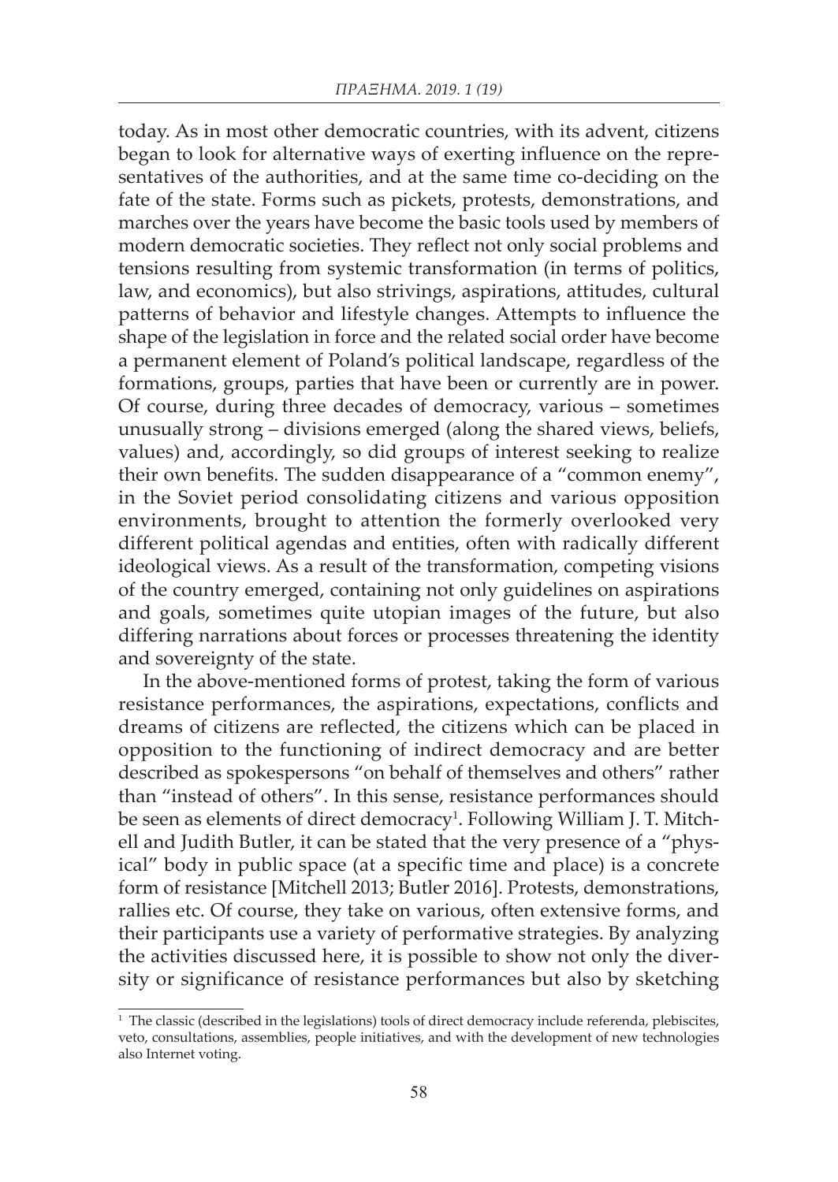today. As in most other democratic countries, with its advent, citizens began to look for alternative ways of exerting influence on the representatives of the authorities, and at the same time co-deciding on the fate of the state. Forms such as pickets, protests, demonstrations, and marches over the years have become the basic tools used by members of modern democratic societies. They reflect not only social problems and tensions resulting from systemic transformation (in terms of politics, law, and economics), but also strivings, aspirations, attitudes, cultural patterns of behavior and lifestyle changes. Attempts to influence the shape of the legislation in force and the related social order have become a permanent element of Poland's political landscape, regardless of the formations, groups, parties that have been or currently are in power. Of course, during three decades of democracy, various – sometimes unusually strong – divisions emerged (along the shared views, beliefs, values) and, accordingly, so did groups of interest seeking to realize their own benefits. The sudden disappearance of a "common enemy", in the Soviet period consolidating citizens and various opposition environments, brought to attention the formerly overlooked very different political agendas and entities, often with radically different ideological views. As a result of the transformation, competing visions of the country emerged, containing not only guidelines on aspirations and goals, sometimes quite utopian images of the future, but also differing narrations about forces or processes threatening the identity and sovereignty of the state.

In the above-mentioned forms of protest, taking the form of various resistance performances, the aspirations, expectations, conflicts and dreams of citizens are reflected, the citizens which can be placed in opposition to the functioning of indirect democracy and are better described as spokespersons "on behalf of themselves and others" rather than "instead of others". In this sense, resistance performances should be seen as elements of direct democracy[1]. Following William J. T. Mitchell and Judith Butler, it can be stated that the very presence of a "physical" body in public space (at a specific time and place) is a concrete form of resistance [Mitchell 2013; Butler 2016]. Protests, demonstrations, rallies etc. Of course, they take on various, often extensive forms, and their participants use a variety of performative strategies. By analyzing the activities discussed here, it is possible to show not only the diversity or significance of resistance performances but also by sketching

[1] The classic (described in the legislations) tools of direct democracy include referenda, plebiscites, veto, consultations, assemblies, people initiatives, and with the development of new technologies also Internet voting.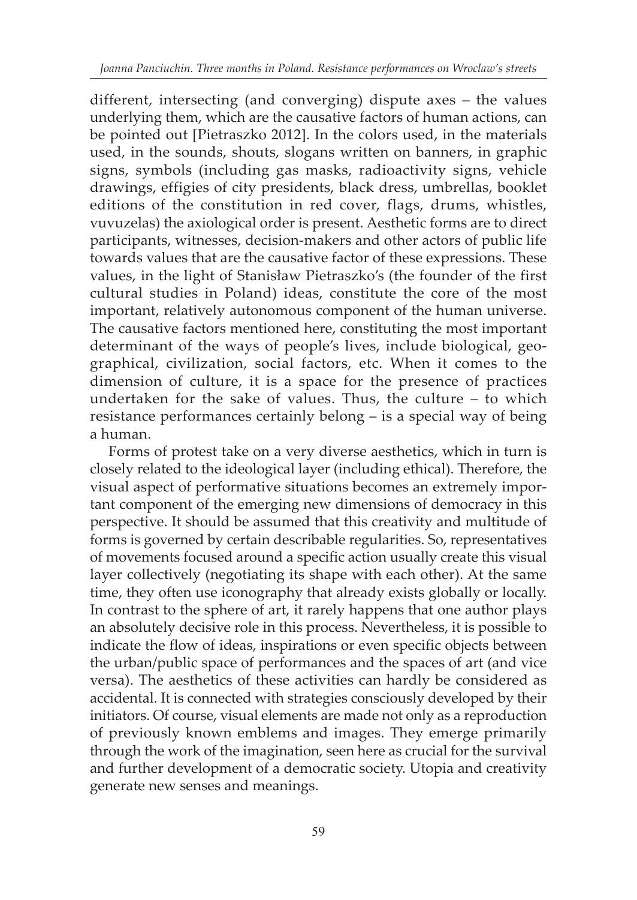different, intersecting (and converging) dispute axes – the values underlying them, which are the causative factors of human actions, can be pointed out [Pietraszko 2012]. In the colors used, in the materials used, in the sounds, shouts, slogans written on banners, in graphic signs, symbols (including gas masks, radioactivity signs, vehicle drawings, effigies of city presidents, black dress, umbrellas, booklet editions of the constitution in red cover, flags, drums, whistles, vuvuzelas) the axiological order is present. Aesthetic forms are to direct participants, witnesses, decision-makers and other actors of public life towards values that are the causative factor of these expressions. These values, in the light of Stanisław Pietraszko's (the founder of the first cultural studies in Poland) ideas, constitute the core of the most important, relatively autonomous component of the human universe. The causative factors mentioned here, constituting the most important determinant of the ways of people's lives, include biological, geographical, civilization, social factors, etc. When it comes to the dimension of culture, it is a space for the presence of practices undertaken for the sake of values. Thus, the culture – to which resistance performances certainly belong – is a special way of being a human.

Forms of protest take on a very diverse aesthetics, which in turn is closely related to the ideological layer (including ethical). Therefore, the visual aspect of performative situations becomes an extremely important component of the emerging new dimensions of democracy in this perspective. It should be assumed that this creativity and multitude of forms is governed by certain describable regularities. So, representatives of movements focused around a specific action usually create this visual layer collectively (negotiating its shape with each other). At the same time, they often use iconography that already exists globally or locally. In contrast to the sphere of art, it rarely happens that one author plays an absolutely decisive role in this process. Nevertheless, it is possible to indicate the flow of ideas, inspirations or even specific objects between the urban/public space of performances and the spaces of art (and vice versa). The aesthetics of these activities can hardly be considered as accidental. It is connected with strategies consciously developed by their initiators. Of course, visual elements are made not only as a reproduction of previously known emblems and images. They emerge primarily through the work of the imagination, seen here as crucial for the survival and further development of a democratic society. Utopia and creativity generate new senses and meanings.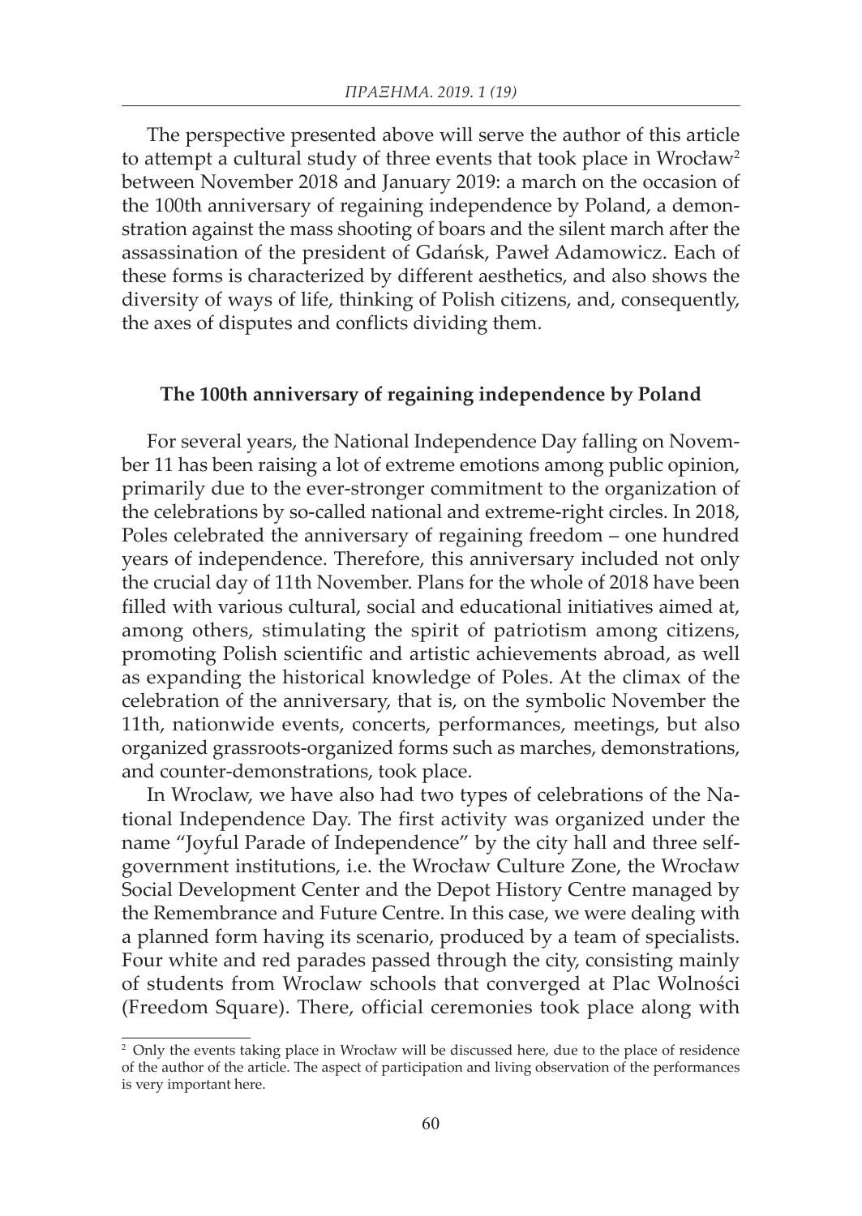The perspective presented above will serve the author of this article to attempt a cultural study of three events that took place in Wrocław[2] between November 2018 and January 2019: a march on the occasion of the 100th anniversary of regaining independence by Poland, a demonstration against the mass shooting of boars and the silent march after the assassination of the president of Gdańsk, Paweł Adamowicz. Each of these forms is characterized by different aesthetics, and also shows the diversity of ways of life, thinking of Polish citizens, and, consequently, the axes of disputes and conflicts dividing them.

### The 100th anniversary of regaining independence by Poland

For several years, the National Independence Day falling on November 11 has been raising a lot of extreme emotions among public opinion, primarily due to the ever-stronger commitment to the organization of the celebrations by so-called national and extreme-right circles. In 2018, Poles celebrated the anniversary of regaining freedom – one hundred years of independence. Therefore, this anniversary included not only the crucial day of 11th November. Plans for the whole of 2018 have been filled with various cultural, social and educational initiatives aimed at, among others, stimulating the spirit of patriotism among citizens, promoting Polish scientific and artistic achievements abroad, as well as expanding the historical knowledge of Poles. At the climax of the celebration of the anniversary, that is, on the symbolic November the 11th, nationwide events, concerts, performances, meetings, but also organized grassroots-organized forms such as marches, demonstrations, and counter-demonstrations, took place.

In Wroclaw, we have also had two types of celebrations of the National Independence Day. The first activity was organized under the name "Joyful Parade of Independence" by the city hall and three self-government institutions, i.e. the Wrocław Culture Zone, the Wrocław Social Development Center and the Depot History Centre managed by the Remembrance and Future Centre. In this case, we were dealing with a planned form having its scenario, produced by a team of specialists. Four white and red parades passed through the city, consisting mainly of students from Wroclaw schools that converged at Plac Wolności (Freedom Square). There, official ceremonies took place along with

[2] Only the events taking place in Wrocław will be discussed here, due to the place of residence of the author of the article. The aspect of participation and living observation of the performances is very important here.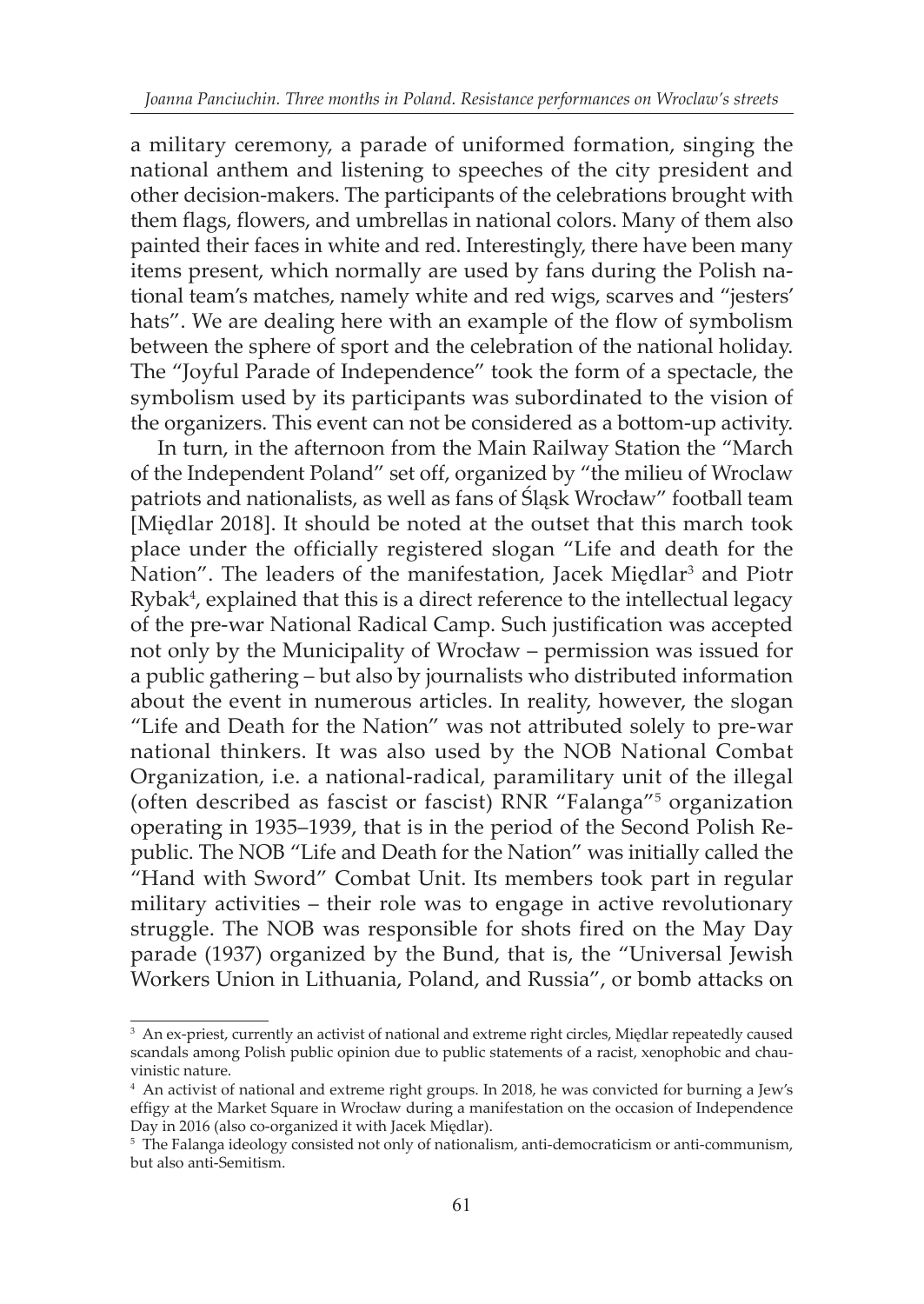a military ceremony, a parade of uniformed formation, singing the national anthem and listening to speeches of the city president and other decision-makers. The participants of the celebrations brought with them flags, flowers, and umbrellas in national colors. Many of them also painted their faces in white and red. Interestingly, there have been many items present, which normally are used by fans during the Polish national team's matches, namely white and red wigs, scarves and "jesters' hats". We are dealing here with an example of the flow of symbolism between the sphere of sport and the celebration of the national holiday. The "Joyful Parade of Independence" took the form of a spectacle, the symbolism used by its participants was subordinated to the vision of the organizers. This event can not be considered as a bottom-up activity.

In turn, in the afternoon from the Main Railway Station the "March of the Independent Poland" set off, organized by "the milieu of Wroclaw patriots and nationalists, as well as fans of Śląsk Wrocław" football team [Międlar 2018]. It should be noted at the outset that this march took place under the officially registered slogan "Life and death for the Nation". The leaders of the manifestation, Jacek Międlar[3] and Piotr Rybak[4], explained that this is a direct reference to the intellectual legacy of the pre-war National Radical Camp. Such justification was accepted not only by the Municipality of Wrocław – permission was issued for a public gathering – but also by journalists who distributed information about the event in numerous articles. In reality, however, the slogan "Life and Death for the Nation" was not attributed solely to pre-war national thinkers. It was also used by the NOB National Combat Organization, i.e. a national-radical, paramilitary unit of the illegal (often described as fascist or fascist) RNR "Falanga"[5] organization operating in 1935–1939, that is in the period of the Second Polish Republic. The NOB "Life and Death for the Nation" was initially called the "Hand with Sword" Combat Unit. Its members took part in regular military activities – their role was to engage in active revolutionary struggle. The NOB was responsible for shots fired on the May Day parade (1937) organized by the Bund, that is, the "Universal Jewish Workers Union in Lithuania, Poland, and Russia", or bomb attacks on

---

[3] An ex-priest, currently an activist of national and extreme right circles, Międlar repeatedly caused scandals among Polish public opinion due to public statements of a racist, xenophobic and chauvinistic nature.

[4] An activist of national and extreme right groups. In 2018, he was convicted for burning a Jew's effigy at the Market Square in Wrocław during a manifestation on the occasion of Independence Day in 2016 (also co-organized it with Jacek Międlar).

[5] The Falanga ideology consisted not only of nationalism, anti-democraticism or anti-communism, but also anti-Semitism.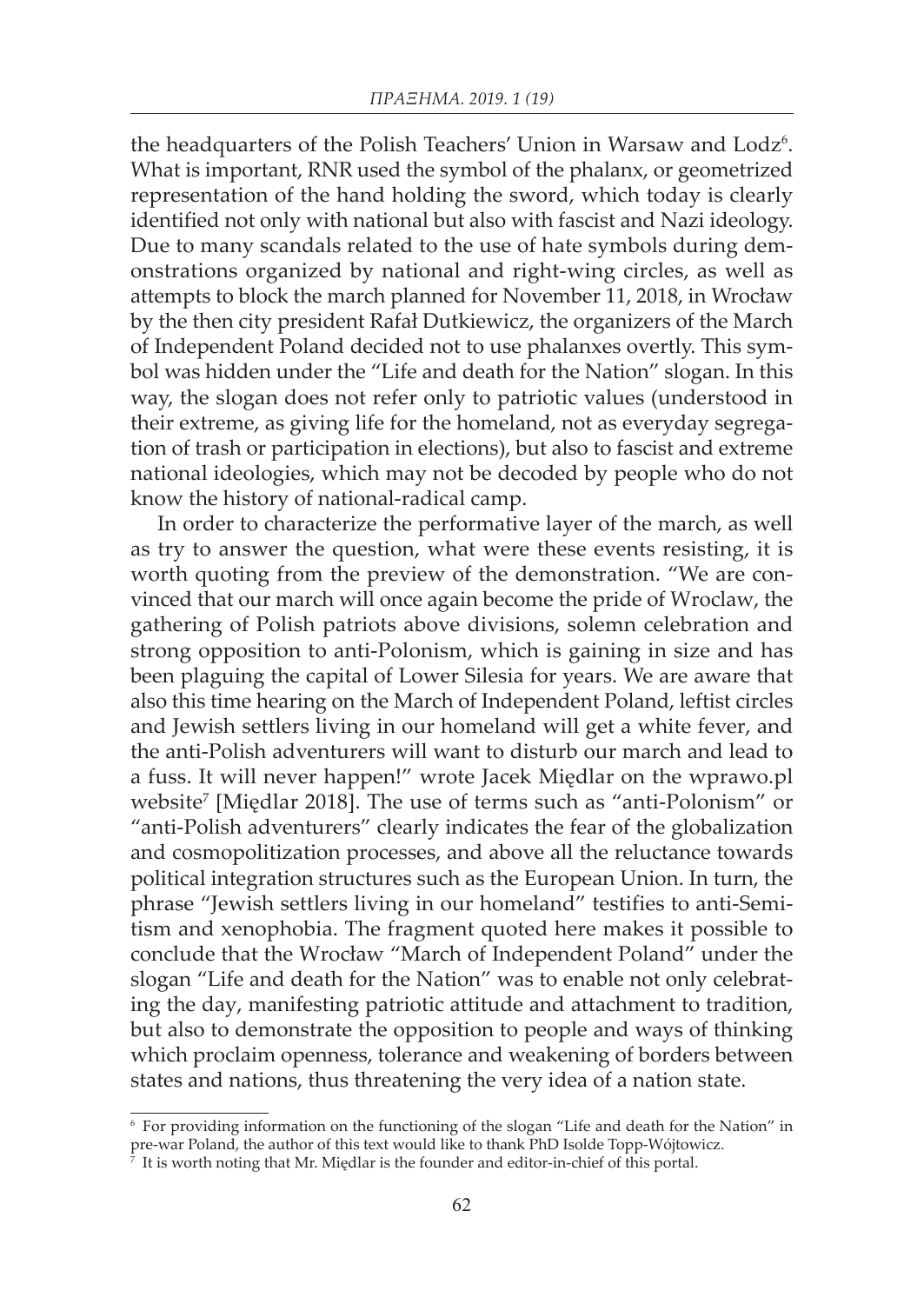the headquarters of the Polish Teachers' Union in Warsaw and Lodz[6]. What is important, RNR used the symbol of the phalanx, or geometrized representation of the hand holding the sword, which today is clearly identified not only with national but also with fascist and Nazi ideology. Due to many scandals related to the use of hate symbols during demonstrations organized by national and right-wing circles, as well as attempts to block the march planned for November 11, 2018, in Wrocław by the then city president Rafał Dutkiewicz, the organizers of the March of Independent Poland decided not to use phalanxes overtly. This symbol was hidden under the "Life and death for the Nation" slogan. In this way, the slogan does not refer only to patriotic values (understood in their extreme, as giving life for the homeland, not as everyday segregation of trash or participation in elections), but also to fascist and extreme national ideologies, which may not be decoded by people who do not know the history of national-radical camp.

In order to characterize the performative layer of the march, as well as try to answer the question, what were these events resisting, it is worth quoting from the preview of the demonstration. "We are convinced that our march will once again become the pride of Wroclaw, the gathering of Polish patriots above divisions, solemn celebration and strong opposition to anti-Polonism, which is gaining in size and has been plaguing the capital of Lower Silesia for years. We are aware that also this time hearing on the March of Independent Poland, leftist circles and Jewish settlers living in our homeland will get a white fever, and the anti-Polish adventurers will want to disturb our march and lead to a fuss. It will never happen!" wrote Jacek Międlar on the wprawo.pl website[7] [Międlar 2018]. The use of terms such as "anti-Polonism" or "anti-Polish adventurers" clearly indicates the fear of the globalization and cosmopolitization processes, and above all the reluctance towards political integration structures such as the European Union. In turn, the phrase "Jewish settlers living in our homeland" testifies to anti-Semitism and xenophobia. The fragment quoted here makes it possible to conclude that the Wrocław "March of Independent Poland" under the slogan "Life and death for the Nation" was to enable not only celebrating the day, manifesting patriotic attitude and attachment to tradition, but also to demonstrate the opposition to people and ways of thinking which proclaim openness, tolerance and weakening of borders between states and nations, thus threatening the very idea of a nation state.

[6] For providing information on the functioning of the slogan "Life and death for the Nation" in pre-war Poland, the author of this text would like to thank PhD Isolde Topp-Wójtowicz.

[7] It is worth noting that Mr. Międlar is the founder and editor-in-chief of this portal.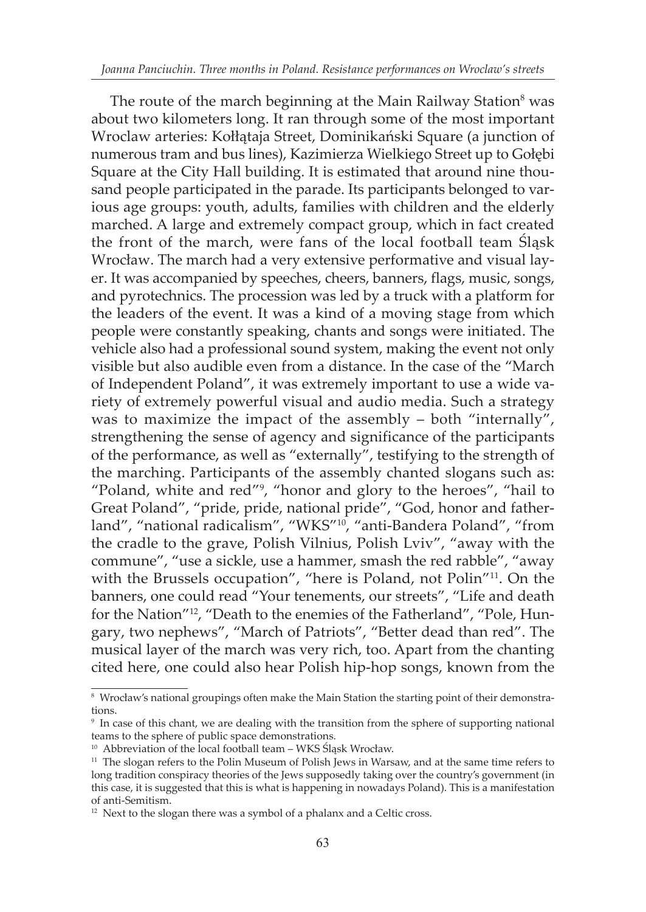The route of the march beginning at the Main Railway Station[8] was about two kilometers long. It ran through some of the most important Wroclaw arteries: Kołłątaja Street, Dominikański Square (a junction of numerous tram and bus lines), Kazimierza Wielkiego Street up to Gołębi Square at the City Hall building. It is estimated that around nine thousand people participated in the parade. Its participants belonged to various age groups: youth, adults, families with children and the elderly marched. A large and extremely compact group, which in fact created the front of the march, were fans of the local football team Śląsk Wrocław. The march had a very extensive performative and visual layer. It was accompanied by speeches, cheers, banners, flags, music, songs, and pyrotechnics. The procession was led by a truck with a platform for the leaders of the event. It was a kind of a moving stage from which people were constantly speaking, chants and songs were initiated. The vehicle also had a professional sound system, making the event not only visible but also audible even from a distance. In the case of the "March of Independent Poland", it was extremely important to use a wide variety of extremely powerful visual and audio media. Such a strategy was to maximize the impact of the assembly – both "internally", strengthening the sense of agency and significance of the participants of the performance, as well as "externally", testifying to the strength of the marching. Participants of the assembly chanted slogans such as: "Poland, white and red"[9], "honor and glory to the heroes", "hail to Great Poland", "pride, pride, national pride", "God, honor and fatherland", "national radicalism", "WKS"[10], "anti-Bandera Poland", "from the cradle to the grave, Polish Vilnius, Polish Lviv", "away with the commune", "use a sickle, use a hammer, smash the red rabble", "away with the Brussels occupation", "here is Poland, not Polin"[11]. On the banners, one could read "Your tenements, our streets", "Life and death for the Nation"[12], "Death to the enemies of the Fatherland", "Pole, Hungary, two nephews", "March of Patriots", "Better dead than red". The musical layer of the march was very rich, too. Apart from the chanting cited here, one could also hear Polish hip-hop songs, known from the

---

[8] Wrocław's national groupings often make the Main Station the starting point of their demonstrations.

[9] In case of this chant, we are dealing with the transition from the sphere of supporting national teams to the sphere of public space demonstrations.

[10] Abbreviation of the local football team – WKS Śląsk Wrocław.

[11] The slogan refers to the Polin Museum of Polish Jews in Warsaw, and at the same time refers to long tradition conspiracy theories of the Jews supposedly taking over the country's government (in this case, it is suggested that this is what is happening in nowadays Poland). This is a manifestation of anti-Semitism.

[12] Next to the slogan there was a symbol of a phalanx and a Celtic cross.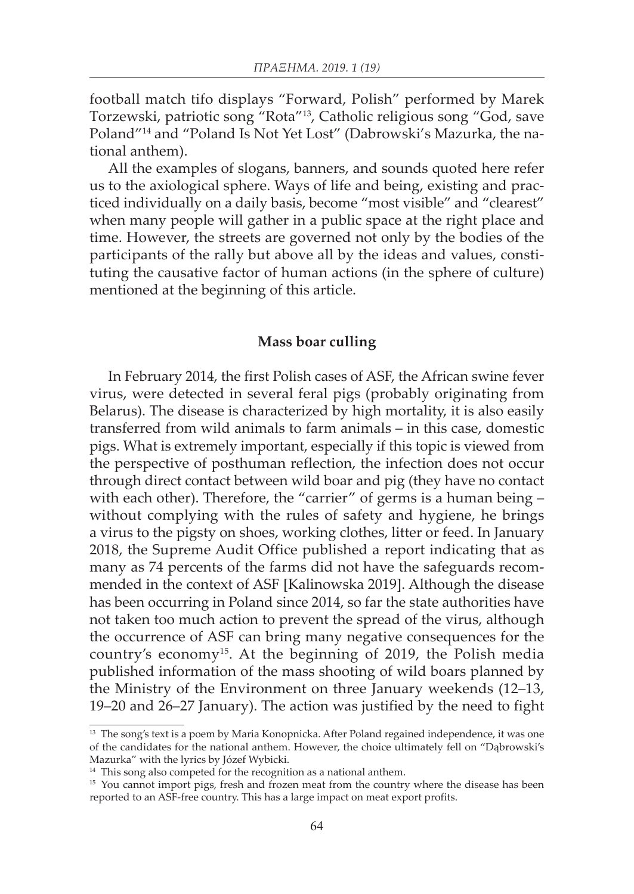football match tifo displays "Forward, Polish" performed by Marek Torzewski, patriotic song "Rota"[13], Catholic religious song "God, save Poland"[14] and "Poland Is Not Yet Lost" (Dabrowski's Mazurka, the national anthem).

All the examples of slogans, banners, and sounds quoted here refer us to the axiological sphere. Ways of life and being, existing and practiced individually on a daily basis, become "most visible" and "clearest" when many people will gather in a public space at the right place and time. However, the streets are governed not only by the bodies of the participants of the rally but above all by the ideas and values, constituting the causative factor of human actions (in the sphere of culture) mentioned at the beginning of this article.

## Mass boar culling

In February 2014, the first Polish cases of ASF, the African swine fever virus, were detected in several feral pigs (probably originating from Belarus). The disease is characterized by high mortality, it is also easily transferred from wild animals to farm animals – in this case, domestic pigs. What is extremely important, especially if this topic is viewed from the perspective of posthuman reflection, the infection does not occur through direct contact between wild boar and pig (they have no contact with each other). Therefore, the "carrier" of germs is a human being – without complying with the rules of safety and hygiene, he brings a virus to the pigsty on shoes, working clothes, litter or feed. In January 2018, the Supreme Audit Office published a report indicating that as many as 74 percents of the farms did not have the safeguards recommended in the context of ASF [Kalinowska 2019]. Although the disease has been occurring in Poland since 2014, so far the state authorities have not taken too much action to prevent the spread of the virus, although the occurrence of ASF can bring many negative consequences for the country's economy[15]. At the beginning of 2019, the Polish media published information of the mass shooting of wild boars planned by the Ministry of the Environment on three January weekends (12–13, 19–20 and 26–27 January). The action was justified by the need to fight

---

[13] The song's text is a poem by Maria Konopnicka. After Poland regained independence, it was one of the candidates for the national anthem. However, the choice ultimately fell on "Dąbrowski's Mazurka" with the lyrics by Józef Wybicki.

[14] This song also competed for the recognition as a national anthem.

[15] You cannot import pigs, fresh and frozen meat from the country where the disease has been reported to an ASF-free country. This has a large impact on meat export profits.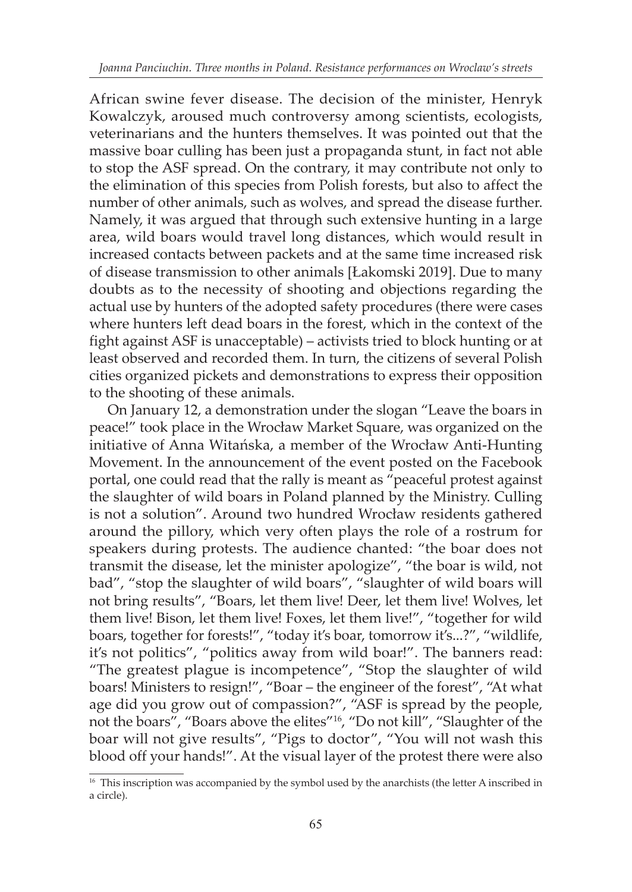African swine fever disease. The decision of the minister, Henryk Kowalczyk, aroused much controversy among scientists, ecologists, veterinarians and the hunters themselves. It was pointed out that the massive boar culling has been just a propaganda stunt, in fact not able to stop the ASF spread. On the contrary, it may contribute not only to the elimination of this species from Polish forests, but also to affect the number of other animals, such as wolves, and spread the disease further. Namely, it was argued that through such extensive hunting in a large area, wild boars would travel long distances, which would result in increased contacts between packets and at the same time increased risk of disease transmission to other animals [Łakomski 2019]. Due to many doubts as to the necessity of shooting and objections regarding the actual use by hunters of the adopted safety procedures (there were cases where hunters left dead boars in the forest, which in the context of the fight against ASF is unacceptable) – activists tried to block hunting or at least observed and recorded them. In turn, the citizens of several Polish cities organized pickets and demonstrations to express their opposition to the shooting of these animals.

On January 12, a demonstration under the slogan "Leave the boars in peace!" took place in the Wrocław Market Square, was organized on the initiative of Anna Witańska, a member of the Wrocław Anti-Hunting Movement. In the announcement of the event posted on the Facebook portal, one could read that the rally is meant as "peaceful protest against the slaughter of wild boars in Poland planned by the Ministry. Culling is not a solution". Around two hundred Wrocław residents gathered around the pillory, which very often plays the role of a rostrum for speakers during protests. The audience chanted: "the boar does not transmit the disease, let the minister apologize", "the boar is wild, not bad", "stop the slaughter of wild boars", "slaughter of wild boars will not bring results", "Boars, let them live! Deer, let them live! Wolves, let them live! Bison, let them live! Foxes, let them live!", "together for wild boars, together for forests!", "today it's boar, tomorrow it's...?", "wildlife, it's not politics", "politics away from wild boar!". The banners read: "The greatest plague is incompetence", "Stop the slaughter of wild boars! Ministers to resign!", "Boar – the engineer of the forest", "At what age did you grow out of compassion?", "ASF is spread by the people, not the boars", "Boars above the elites"[16], "Do not kill", "Slaughter of the boar will not give results", "Pigs to doctor", "You will not wash this blood off your hands!". At the visual layer of the protest there were also

[16] This inscription was accompanied by the symbol used by the anarchists (the letter A inscribed in a circle).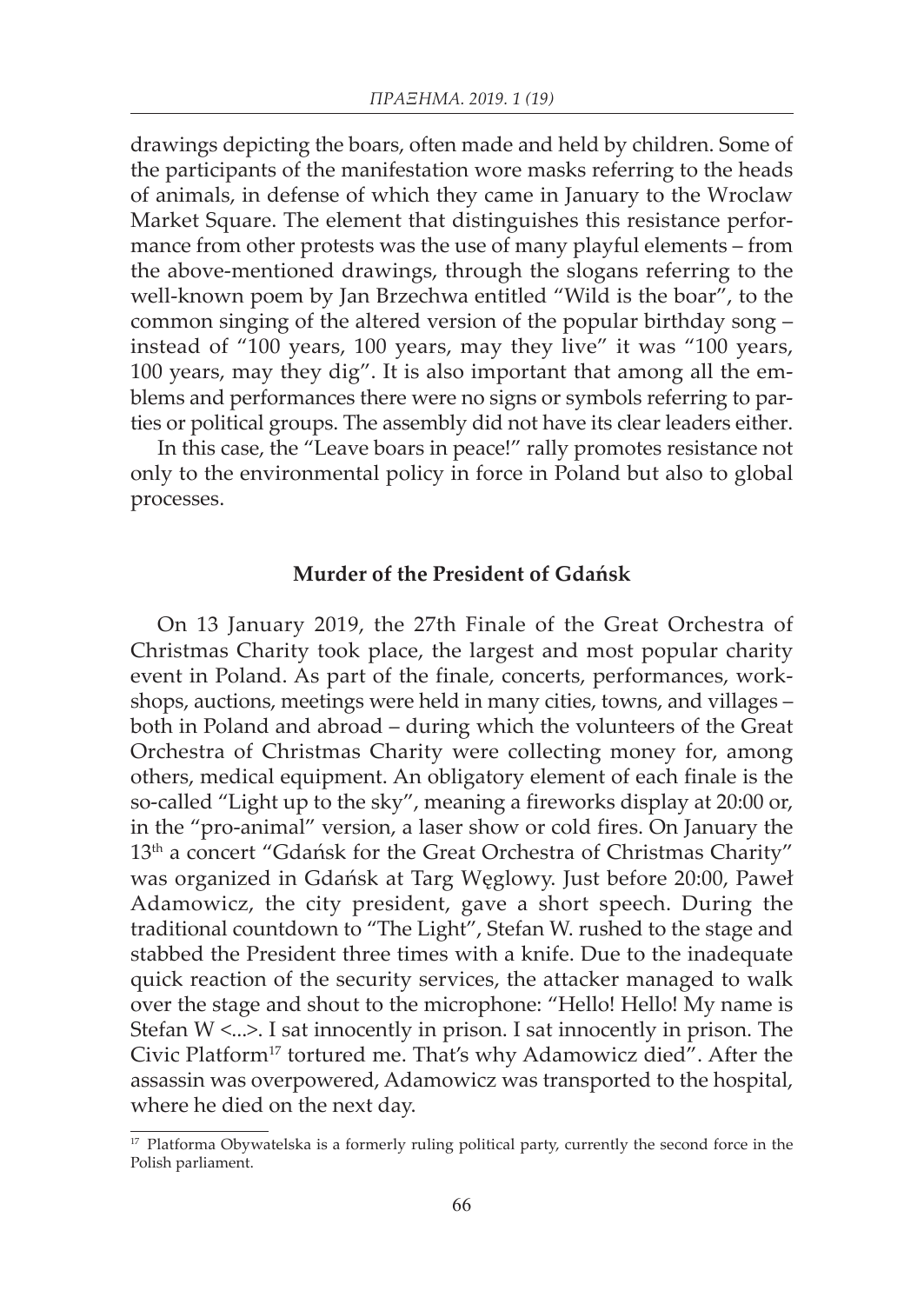drawings depicting the boars, often made and held by children. Some of the participants of the manifestation wore masks referring to the heads of animals, in defense of which they came in January to the Wroclaw Market Square. The element that distinguishes this resistance performance from other protests was the use of many playful elements – from the above-mentioned drawings, through the slogans referring to the well-known poem by Jan Brzechwa entitled "Wild is the boar", to the common singing of the altered version of the popular birthday song – instead of "100 years, 100 years, may they live" it was "100 years, 100 years, may they dig". It is also important that among all the emblems and performances there were no signs or symbols referring to parties or political groups. The assembly did not have its clear leaders either.

In this case, the "Leave boars in peace!" rally promotes resistance not only to the environmental policy in force in Poland but also to global processes.

## Murder of the President of Gdańsk

On 13 January 2019, the 27th Finale of the Great Orchestra of Christmas Charity took place, the largest and most popular charity event in Poland. As part of the finale, concerts, performances, workshops, auctions, meetings were held in many cities, towns, and villages – both in Poland and abroad – during which the volunteers of the Great Orchestra of Christmas Charity were collecting money for, among others, medical equipment. An obligatory element of each finale is the so-called "Light up to the sky", meaning a fireworks display at 20:00 or, in the "pro-animal" version, a laser show or cold fires. On January the 13th a concert "Gdańsk for the Great Orchestra of Christmas Charity" was organized in Gdańsk at Targ Węglowy. Just before 20:00, Paweł Adamowicz, the city president, gave a short speech. During the traditional countdown to "The Light", Stefan W. rushed to the stage and stabbed the President three times with a knife. Due to the inadequate quick reaction of the security services, the attacker managed to walk over the stage and shout to the microphone: "Hello! Hello! My name is Stefan W <...>. I sat innocently in prison. I sat innocently in prison. The Civic Platform[17] tortured me. That's why Adamowicz died". After the assassin was overpowered, Adamowicz was transported to the hospital, where he died on the next day.

[17] Platforma Obywatelska is a formerly ruling political party, currently the second force in the Polish parliament.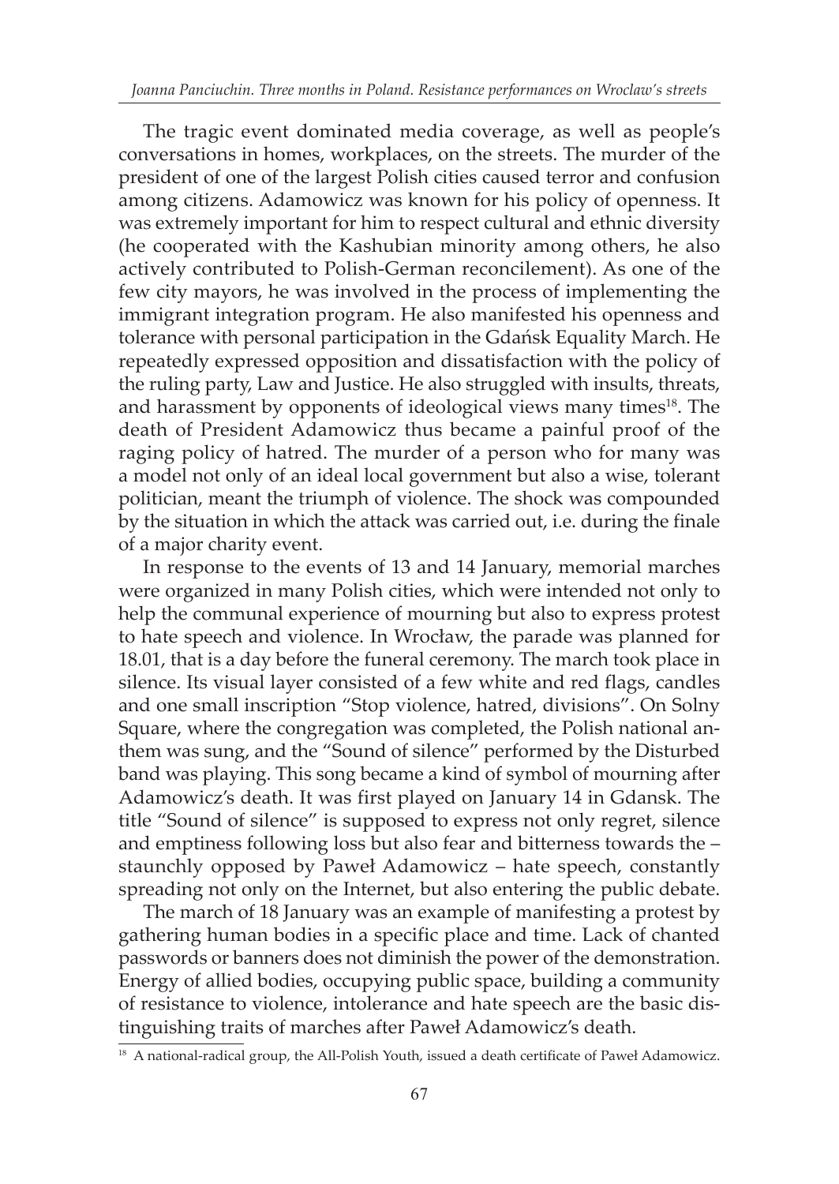The tragic event dominated media coverage, as well as people's conversations in homes, workplaces, on the streets. The murder of the president of one of the largest Polish cities caused terror and confusion among citizens. Adamowicz was known for his policy of openness. It was extremely important for him to respect cultural and ethnic diversity (he cooperated with the Kashubian minority among others, he also actively contributed to Polish-German reconcilement). As one of the few city mayors, he was involved in the process of implementing the immigrant integration program. He also manifested his openness and tolerance with personal participation in the Gdańsk Equality March. He repeatedly expressed opposition and dissatisfaction with the policy of the ruling party, Law and Justice. He also struggled with insults, threats, and harassment by opponents of ideological views many times[18]. The death of President Adamowicz thus became a painful proof of the raging policy of hatred. The murder of a person who for many was a model not only of an ideal local government but also a wise, tolerant politician, meant the triumph of violence. The shock was compounded by the situation in which the attack was carried out, i.e. during the finale of a major charity event.

In response to the events of 13 and 14 January, memorial marches were organized in many Polish cities, which were intended not only to help the communal experience of mourning but also to express protest to hate speech and violence. In Wrocław, the parade was planned for 18.01, that is a day before the funeral ceremony. The march took place in silence. Its visual layer consisted of a few white and red flags, candles and one small inscription "Stop violence, hatred, divisions". On Solny Square, where the congregation was completed, the Polish national anthem was sung, and the "Sound of silence" performed by the Disturbed band was playing. This song became a kind of symbol of mourning after Adamowicz's death. It was first played on January 14 in Gdansk. The title "Sound of silence" is supposed to express not only regret, silence and emptiness following loss but also fear and bitterness towards the – staunchly opposed by Paweł Adamowicz – hate speech, constantly spreading not only on the Internet, but also entering the public debate.

The march of 18 January was an example of manifesting a protest by gathering human bodies in a specific place and time. Lack of chanted passwords or banners does not diminish the power of the demonstration. Energy of allied bodies, occupying public space, building a community of resistance to violence, intolerance and hate speech are the basic distinguishing traits of marches after Paweł Adamowicz's death.

[18] A national-radical group, the All-Polish Youth, issued a death certificate of Paweł Adamowicz.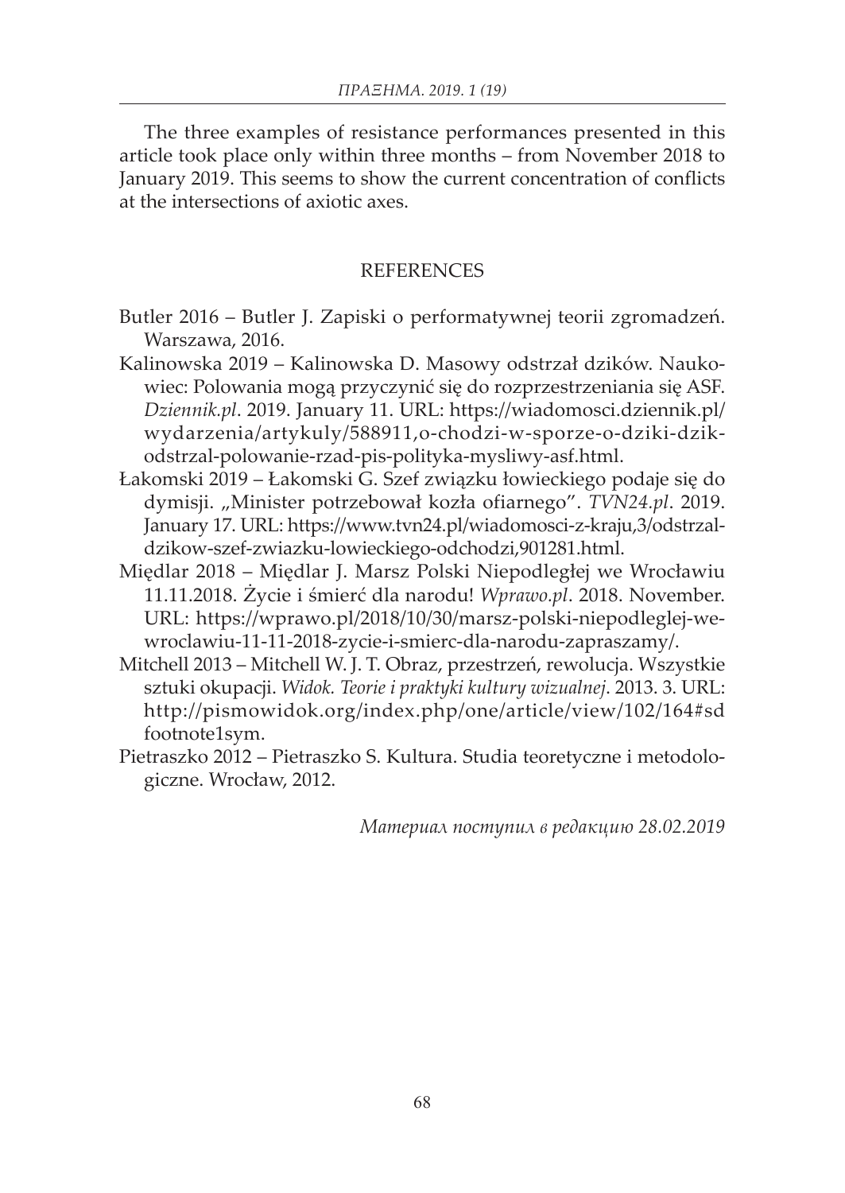The three examples of resistance performances presented in this article took place only within three months – from November 2018 to January 2019. This seems to show the current concentration of conflicts at the intersections of axiotic axes.

## REFERENCES

Butler 2016 – Butler J. Zapiski o performatywnej teorii zgromadzeń. Warszawa, 2016.

Kalinowska 2019 – Kalinowska D. Masowy odstrzał dzików. Naukowiec: Polowania mogą przyczynić się do rozprzestrzeniania się ASF. *Dziennik.pl*. 2019. January 11. URL: https://wiadomosci.dziennik.pl/wydarzenia/artykuly/588911,o-chodzi-w-sporze-o-dziki-dzik-odstrzal-polowanie-rzad-pis-polityka-mysliwy-asf.html.

Łakomski 2019 – Łakomski G. Szef związku łowieckiego podaje się do dymisji. „Minister potrzebował kozła ofiarnego". *TVN24.pl*. 2019. January 17. URL: https://www.tvn24.pl/wiadomosci-z-kraju,3/odstrzal-dzikow-szef-zwiazku-lowieckiego-odchodzi,901281.html.

Międlar 2018 – Międlar J. Marsz Polski Niepodległej we Wrocławiu 11.11.2018. Życie i śmierć dla narodu! *Wprawo.pl*. 2018. November. URL: https://wprawo.pl/2018/10/30/marsz-polski-niepodleglej-we-wroclawiu-11-11-2018-zycie-i-smierc-dla-narodu-zapraszamy/.

Mitchell 2013 – Mitchell W. J. T. Obraz, przestrzeń, rewolucja. Wszystkie sztuki okupacji. *Widok. Teorie i praktyki kultury wizualnej*. 2013. 3. URL: http://pismowidok.org/index.php/one/article/view/102/164#sdfootnote1sym.

Pietraszko 2012 – Pietraszko S. Kultura. Studia teoretyczne i metodologiczne. Wrocław, 2012.

*Материал поступил в редакцию 28.02.2019*